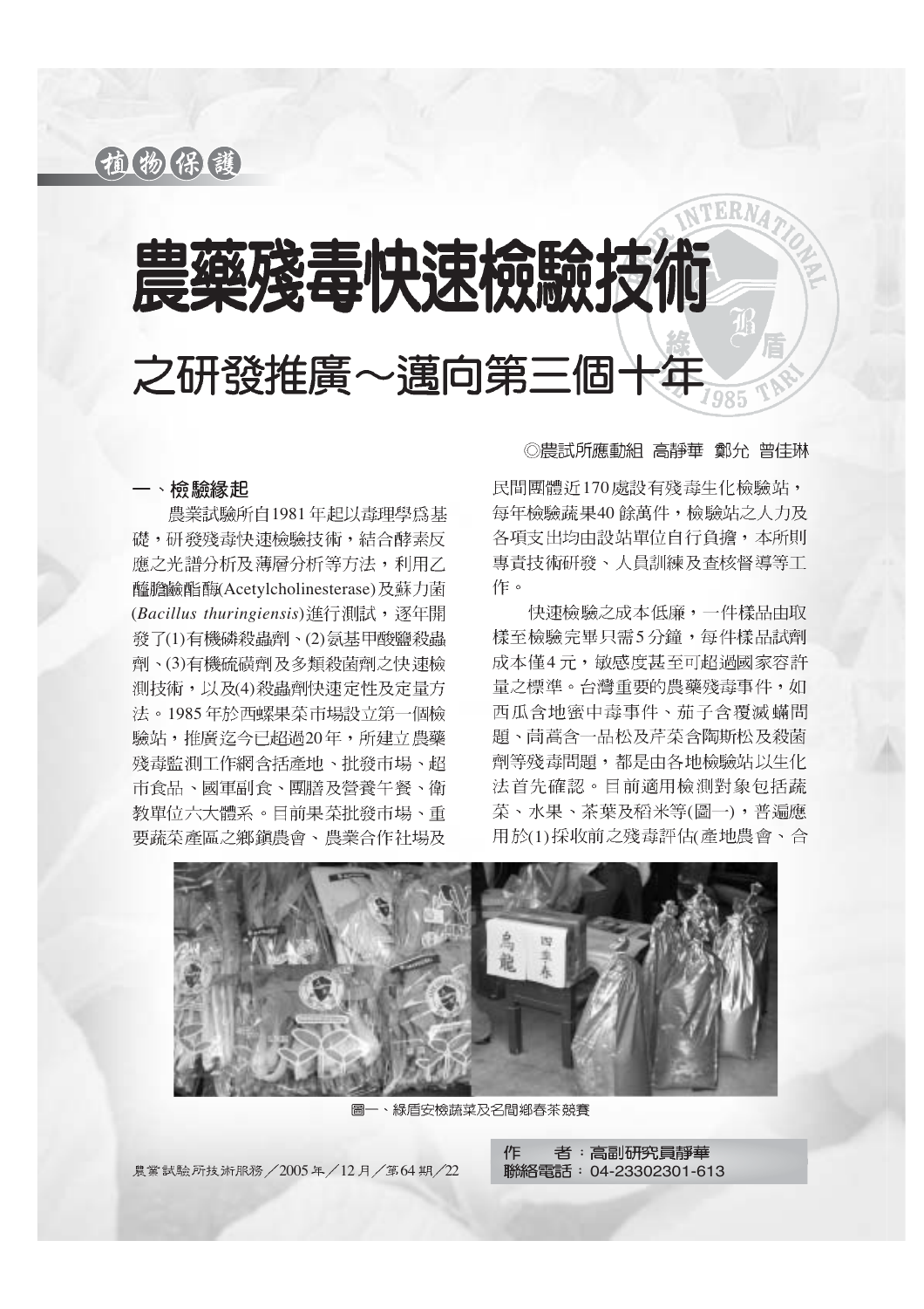植物保護

# 農藥殘毒快速檢驗技術

## 之研發推廣～邁向第三個十年

◎農試所應動組 高靜華 鄭允 曾佳琳

### 一、檢驗緣起

農業試驗所自1981年起以毒理學為基礎，研發殘毒快速檢驗技術，結合酵素反應之光譜分析及薄層分析等方法，利用乙醯膽鹼酯酶(Acetylcholinesterase)及蘇力菌(*Bacillus thuringiensis*)進行測試，逐年開發了(1)有機磷殺蟲劑、(2)氨基甲酸鹽殺蟲劑、(3)有機硫磺劑及多類殺菌劑之快速檢測技術，以及(4)殺蟲劑快速定性及定量方法。1985年於西螺果菜市場設立第一個檢驗站，推廣迄今已超過20年，所建立農藥殘毒監測工作網含括產地、批發市場、超市食品、國軍副食、團膳及營養午餐、衛教單位六大體系。目前果菜批發市場、重要蔬菜產區之鄉鎮農會、農業合作社場及民間團體近170處設有殘毒生化檢驗站，每年檢驗蔬果40餘萬件，檢驗站之人力及各項支出均由設站單位自行負擔，本所則專責技術研發、人員訓練及查核督導等工作。

快速檢驗之成本低廉，一件樣品由取樣至檢驗完畢只需5分鐘，每件樣品試劑成本僅4元，敏感度甚至可超過國家容許量之標準。台灣重要的農藥殘毒事件，如西瓜含地蜜中毒事件、茄子含覆滅蟎問題、茼蒿含一品松及芹菜含陶斯松及殺菌劑等殘毒問題，都是由各地檢驗站以生化法首先確認。目前適用檢測對象包括蔬菜、水果、茶葉及稻米等(圖一)，普遍應用於(1)採收前之殘毒評估(產地農會、合

圖一、綠盾安檢蔬菜及名間鄉春茶競賽

作　者：高副研究員靜華
聯絡電話：04-23302301-613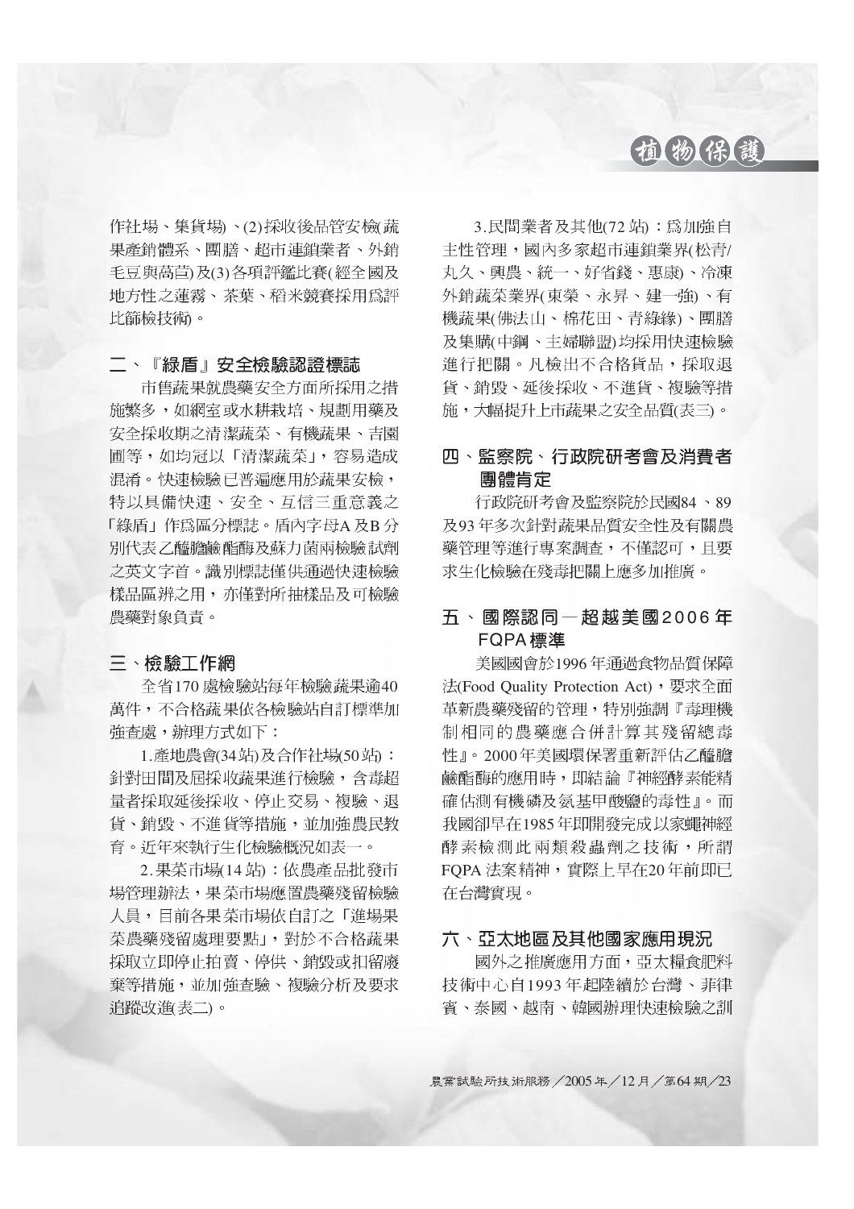作社場、集貨場)、(2)採收後品管安檢(蔬果產銷體系、團膳、超市連鎖業者、外銷毛豆與萵苣)及(3)各項評鑑比賽(經全國及地方性之蓮霧、茶葉、稻米競賽採用為評比篩檢技術)。

## 二、『綠盾』安全檢驗認證標誌

市售蔬果就農藥安全方面所採用之措施繁多，如網室或水耕栽培、規劃用藥及安全採收期之清潔蔬菜、有機蔬果、吉園圃等，如均冠以「清潔蔬菜」，容易造成混淆。快速檢驗已普遍應用於蔬果安檢，特以具備快速、安全、互信三重意義之「綠盾」作為區分標誌。盾內字母A及B分別代表乙醯膽鹼酯酶及蘇力菌兩檢驗試劑之英文字首。識別標誌僅供通過快速檢驗樣品區辨之用，亦僅對所抽樣品及可檢驗農藥對象負責。

## 三、檢驗工作網

全省170處檢驗站每年檢驗蔬果逾40萬件，不合格蔬果依各檢驗站自訂標準加強查處，辦理方式如下：

1.產地農會(34站)及合作社場(50站)：針對田間及屆採收蔬果進行檢驗，含毒超量者採取延後採收、停止交易、複驗、退貨、銷毀、不進貨等措施，並加強農民教育。近年來執行生化檢驗概況如表一。

2.果菜市場(14站)：依農產品批發市場管理辦法，果菜市場應置農藥殘留檢驗人員，目前各果菜市場依自訂之「進場果菜農藥殘留處理要點」，對於不合格蔬果採取立即停止拍賣、停供、銷毀或扣留廢棄等措施，並加強查驗、複驗分析及要求追蹤改進(表二)。

3.民間業者及其他(72站)：為加強自主性管理，國內多家超市連鎖業界(松青/丸久、興農、統一、好省錢、惠康)、冷凍外銷蔬菜業界(東榮、永昇、建一強)、有機蔬果(佛法山、棉花田、青綠緣)、團膳及集購(中鋼、主婦聯盟)均採用快速檢驗進行把關。凡檢出不合格貨品，採取退貨、銷毀、延後採收、不進貨、複驗等措施，大幅提升上市蔬果之安全品質(表三)。

## 四、監察院、行政院研考會及消費者團體肯定

行政院研考會及監察院於民國84、89及93年多次針對蔬果品質安全性及有關農藥管理等進行專案調查，不僅認可，且要求生化檢驗在殘毒把關上應多加推廣。

## 五、國際認同—超越美國2006年FQPA標準

美國國會於1996年通過食物品質保障法(Food Quality Protection Act)，要求全面革新農藥殘留的管理，特別強調『毒理機制相同的農藥應合併計算其殘留總毒性』。2000年美國環保署重新評估乙醯膽鹼酯酶的應用時，即結論『神經酵素能精確估測有機磷及氨基甲酸鹽的毒性』。而我國卻早在1985年即開發完成以家蠅神經酵素檢測此兩類殺蟲劑之技術，所謂FQPA法案精神，實際上早在20年前即已在台灣實現。

## 六、亞太地區及其他國家應用現況

國外之推廣應用方面，亞太糧食肥料技術中心自1993年起陸續於台灣、菲律賓、泰國、越南、韓國辦理快速檢驗之訓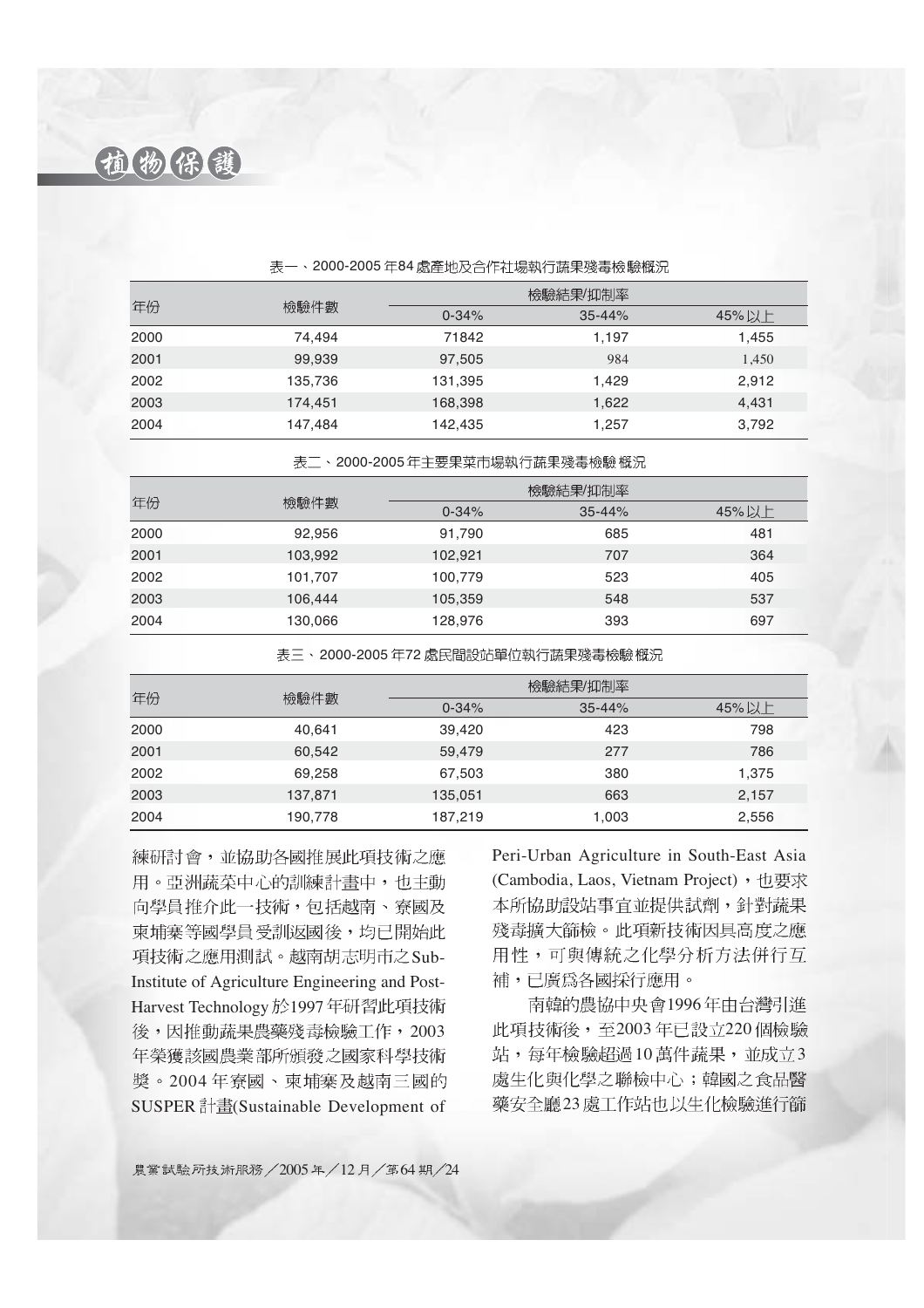表一、2000-2005 年84 處產地及合作社場執行蔬果殘毒檢驗概況

| 年份 | 檢驗件數 | 檢驗結果/抑制率 | | |
|---|---|---|---|---|
| | | 0-34% | 35-44% | 45%以上 |
| 2000 | 74,494 | 71842 | 1,197 | 1,455 |
| 2001 | 99,939 | 97,505 | 984 | 1,450 |
| 2002 | 135,736 | 131,395 | 1,429 | 2,912 |
| 2003 | 174,451 | 168,398 | 1,622 | 4,431 |
| 2004 | 147,484 | 142,435 | 1,257 | 3,792 |

表二、2000-2005 年主要果菜市場執行蔬果殘毒檢驗概況

| 年份 | 檢驗件數 | 檢驗結果/抑制率 | | |
|---|---|---|---|---|
| | | 0-34% | 35-44% | 45%以上 |
| 2000 | 92,956 | 91,790 | 685 | 481 |
| 2001 | 103,992 | 102,921 | 707 | 364 |
| 2002 | 101,707 | 100,779 | 523 | 405 |
| 2003 | 106,444 | 105,359 | 548 | 537 |
| 2004 | 130,066 | 128,976 | 393 | 697 |

表三、2000-2005 年72 處民間設站單位執行蔬果殘毒檢驗概況

| 年份 | 檢驗件數 | 檢驗結果/抑制率 | | |
|---|---|---|---|---|
| | | 0-34% | 35-44% | 45%以上 |
| 2000 | 40,641 | 39,420 | 423 | 798 |
| 2001 | 60,542 | 59,479 | 277 | 786 |
| 2002 | 69,258 | 67,503 | 380 | 1,375 |
| 2003 | 137,871 | 135,051 | 663 | 2,157 |
| 2004 | 190,778 | 187,219 | 1,003 | 2,556 |

練研討會，並協助各國推展此項技術之應用。亞洲蔬菜中心的訓練計畫中，也主動向學員推介此一技術，包括越南、寮國及柬埔寨等國學員受訓返國後，均已開始此項技術之應用測試。越南胡志明市之Sub-Institute of Agriculture Engineering and Post-Harvest Technology 於1997 年研習此項技術後，因推動蔬果農藥殘毒檢驗工作，2003 年榮獲該國農業部所頒發之國家科學技術獎。2004 年寮國、柬埔寨及越南三國的SUSPER 計畫(Sustainable Development of Peri-Urban Agriculture in South-East Asia (Cambodia, Laos, Vietnam Project)，也要求本所協助設站事宜並提供試劑，針對蔬果殘毒擴大篩檢。此項新技術因具高度之應用性，可與傳統之化學分析方法併行互補，已廣為各國採行應用。

南韓的農協中央會1996 年由台灣引進此項技術後，至2003 年已設立220 個檢驗站，每年檢驗超過10 萬件蔬果，並成立3 處生化與化學之聯檢中心；韓國之食品醫藥安全廳23 處工作站也以生化檢驗進行篩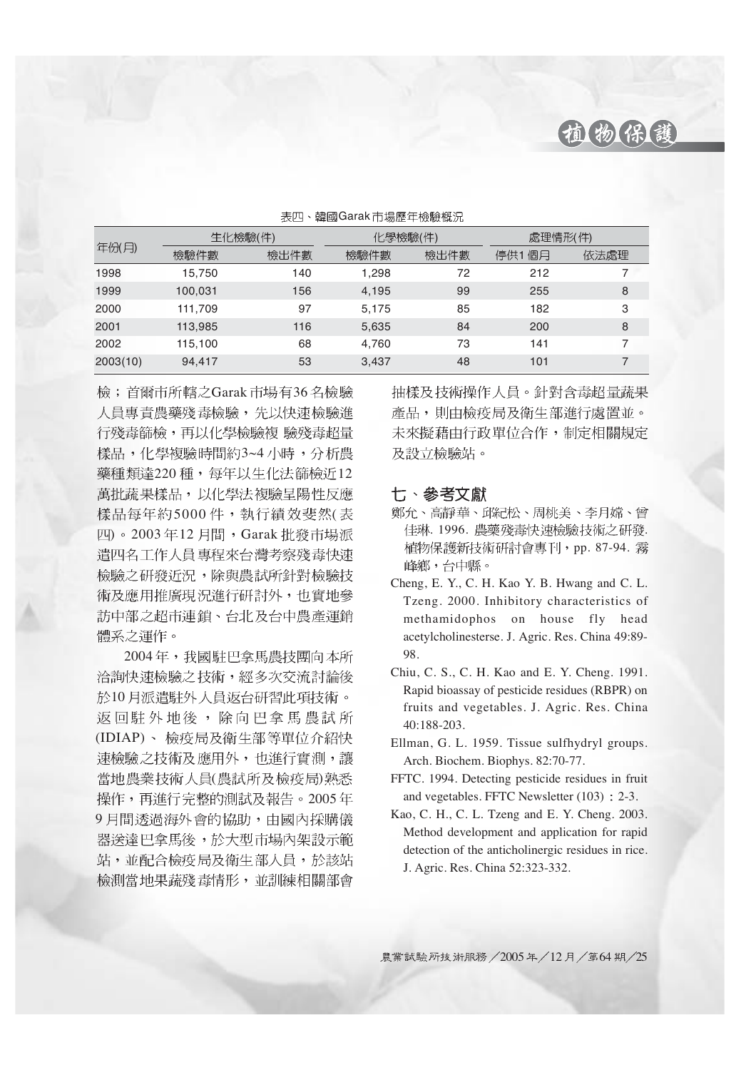表四、韓國Garak市場歷年檢驗概況

| 年份(月) | 生化檢驗(件) | | 化學檢驗(件) | | 處理情形(件) | |
|---|---|---|---|---|---|---|
| | 檢驗件數 | 檢出件數 | 檢驗件數 | 檢出件數 | 停供1個月 | 依法處理 |
| 1998 | 15,750 | 140 | 1,298 | 72 | 212 | 7 |
| 1999 | 100,031 | 156 | 4,195 | 99 | 255 | 8 |
| 2000 | 111,709 | 97 | 5,175 | 85 | 182 | 3 |
| 2001 | 113,985 | 116 | 5,635 | 84 | 200 | 8 |
| 2002 | 115,100 | 68 | 4,760 | 73 | 141 | 7 |
| 2003(10) | 94,417 | 53 | 3,437 | 48 | 101 | 7 |

檢；首爾市所轄之Garak市場有36名檢驗人員專責農藥殘毒檢驗，先以快速檢驗進行殘毒篩檢，再以化學檢驗複驗殘毒超量樣品，化學複驗時間約3~4小時，分析農藥種類達220種，每年以生化法篩檢近12萬批蔬果樣品，以化學法複驗呈陽性反應樣品每年約5000件，執行績效斐然(表四)。2003年12月間，Garak批發市場派遣四名工作人員專程來台灣考察殘毒快速檢驗之研發近況，除與農試所針對檢驗技術及應用推廣現況進行研討外，也實地參訪中部之超市連鎖、台北及台中農產運銷體系之運作。

2004年，我國駐巴拿馬農技團向本所洽詢快速檢驗之技術，經多次交流討論後於10月派遣駐外人員返台研習此項技術。返回駐外地後，除向巴拿馬農試所(IDIAP)、檢疫局及衛生部等單位介紹快速檢驗之技術及應用外，也進行實測，讓當地農業技術人員(農試所及檢疫局)熟悉操作，再進行完整的測試及報告。2005年9月間透過海外會的協助，由國內採購儀器送達巴拿馬後，於大型市場內架設示範站，並配合檢疫局及衛生部人員，於該站檢測當地果蔬殘毒情形，並訓練相關部會抽樣及技術操作人員。針對含毒超量蔬果產品，則由檢疫局及衛生部進行處置並。未來擬藉由行政單位合作，制定相關規定及設立檢驗站。

## 七、參考文獻

鄭允、高靜華、邱紀松、周桃美、李月嫦、曾佳琳. 1996. 農藥殘毒快速檢驗技術之研發. 植物保護新技術研討會專刊，pp. 87-94. 霧峰鄉，台中縣。

Cheng, E. Y., C. H. Kao Y. B. Hwang and C. L. Tzeng. 2000. Inhibitory characteristics of methamidophos on house fly head acetylcholinesterse. J. Agric. Res. China 49:89-98.

Chiu, C. S., C. H. Kao and E. Y. Cheng. 1991. Rapid bioassay of pesticide residues (RBPR) on fruits and vegetables. J. Agric. Res. China 40:188-203.

Ellman, G. L. 1959. Tissue sulfhydryl groups. Arch. Biochem. Biophys. 82:70-77.

FFTC. 1994. Detecting pesticide residues in fruit and vegetables. FFTC Newsletter (103)：2-3.

Kao, C. H., C. L. Tzeng and E. Y. Cheng. 2003. Method development and application for rapid detection of the anticholinergic residues in rice. J. Agric. Res. China 52:323-332.